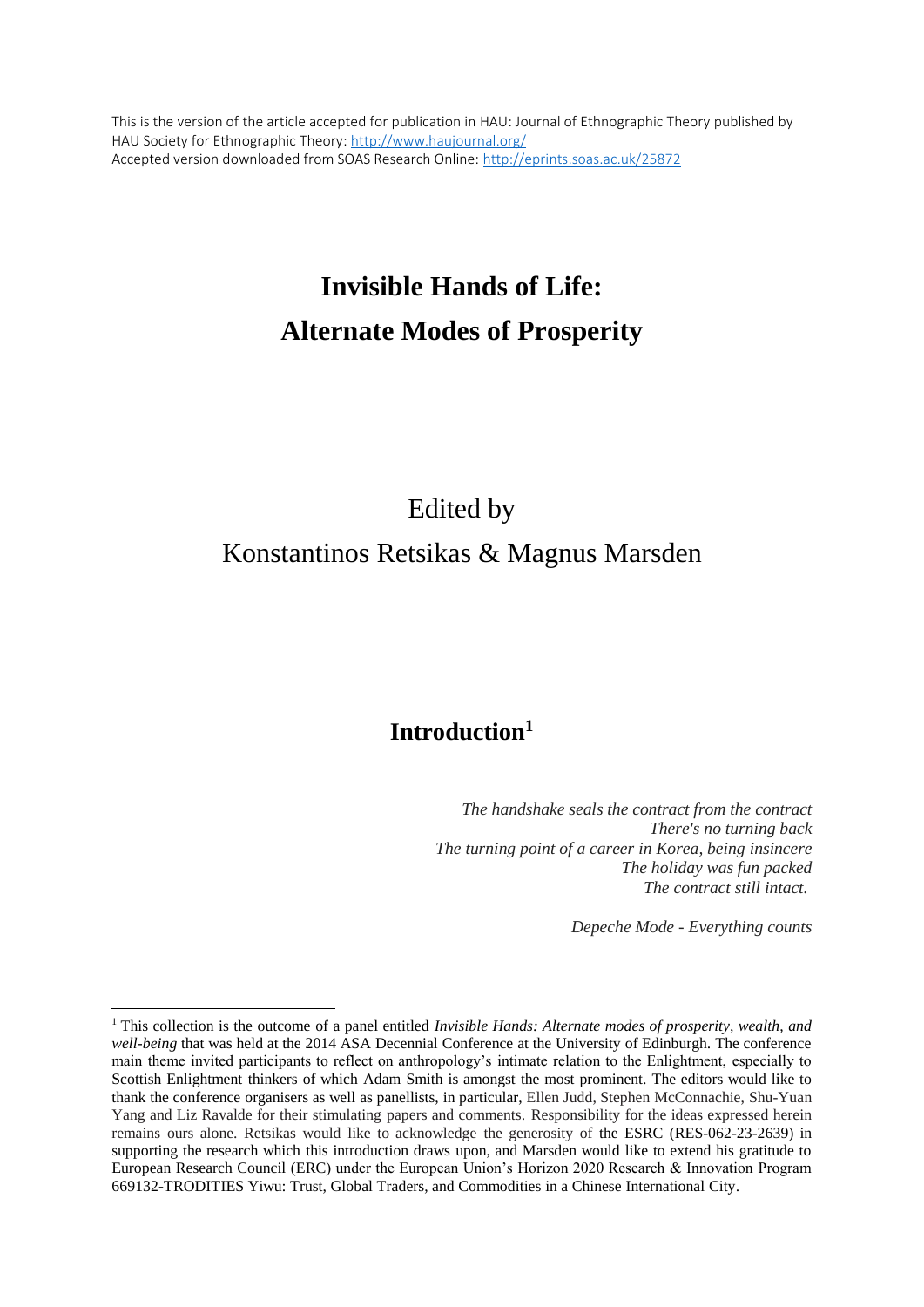This is the version of the article accepted for publication in HAU: Journal of Ethnographic Theory published by HAU Society for Ethnographic Theory: http://www.haujournal.org/
Accepted version downloaded from SOAS Research Online: http://eprints.soas.ac.uk/25872

# Invisible Hands of Life: Alternate Modes of Prosperity

Edited by

Konstantinos Retsikas & Magnus Marsden

## Introduction[1]

*The handshake seals the contract from the contract*
*There's no turning back*
*The turning point of a career in Korea, being insincere*
*The holiday was fun packed*
*The contract still intact.*

*Depeche Mode - Everything counts*

---

[1] This collection is the outcome of a panel entitled *Invisible Hands: Alternate modes of prosperity, wealth, and well-being* that was held at the 2014 ASA Decennial Conference at the University of Edinburgh. The conference main theme invited participants to reflect on anthropology's intimate relation to the Enlightment, especially to Scottish Enlightment thinkers of which Adam Smith is amongst the most prominent. The editors would like to thank the conference organisers as well as panellists, in particular, Ellen Judd, Stephen McConnachie, Shu-Yuan Yang and Liz Ravalde for their stimulating papers and comments. Responsibility for the ideas expressed herein remains ours alone. Retsikas would like to acknowledge the generosity of the ESRC (RES-062-23-2639) in supporting the research which this introduction draws upon, and Marsden would like to extend his gratitude to European Research Council (ERC) under the European Union's Horizon 2020 Research & Innovation Program 669132-TRODITIES Yiwu: Trust, Global Traders, and Commodities in a Chinese International City.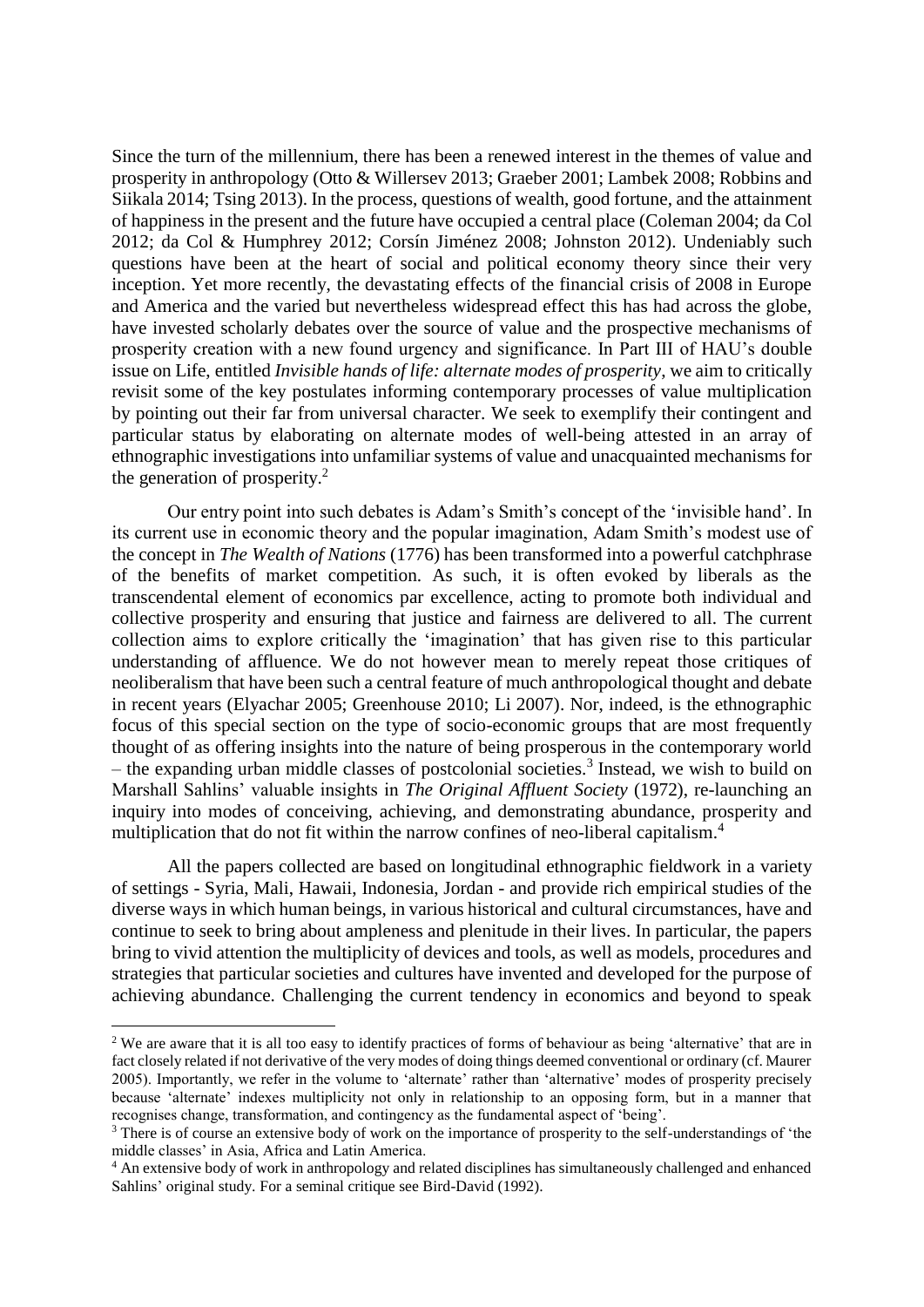Since the turn of the millennium, there has been a renewed interest in the themes of value and prosperity in anthropology (Otto & Willersev 2013; Graeber 2001; Lambek 2008; Robbins and Siikala 2014; Tsing 2013). In the process, questions of wealth, good fortune, and the attainment of happiness in the present and the future have occupied a central place (Coleman 2004; da Col 2012; da Col & Humphrey 2012; Corsín Jiménez 2008; Johnston 2012). Undeniably such questions have been at the heart of social and political economy theory since their very inception. Yet more recently, the devastating effects of the financial crisis of 2008 in Europe and America and the varied but nevertheless widespread effect this has had across the globe, have invested scholarly debates over the source of value and the prospective mechanisms of prosperity creation with a new found urgency and significance. In Part III of HAU's double issue on Life, entitled *Invisible hands of life: alternate modes of prosperity*, we aim to critically revisit some of the key postulates informing contemporary processes of value multiplication by pointing out their far from universal character. We seek to exemplify their contingent and particular status by elaborating on alternate modes of well-being attested in an array of ethnographic investigations into unfamiliar systems of value and unacquainted mechanisms for the generation of prosperity.[2]

Our entry point into such debates is Adam's Smith's concept of the 'invisible hand'. In its current use in economic theory and the popular imagination, Adam Smith's modest use of the concept in *The Wealth of Nations* (1776) has been transformed into a powerful catchphrase of the benefits of market competition. As such, it is often evoked by liberals as the transcendental element of economics par excellence, acting to promote both individual and collective prosperity and ensuring that justice and fairness are delivered to all. The current collection aims to explore critically the 'imagination' that has given rise to this particular understanding of affluence. We do not however mean to merely repeat those critiques of neoliberalism that have been such a central feature of much anthropological thought and debate in recent years (Elyachar 2005; Greenhouse 2010; Li 2007). Nor, indeed, is the ethnographic focus of this special section on the type of socio-economic groups that are most frequently thought of as offering insights into the nature of being prosperous in the contemporary world – the expanding urban middle classes of postcolonial societies.[3] Instead, we wish to build on Marshall Sahlins' valuable insights in *The Original Affluent Society* (1972), re-launching an inquiry into modes of conceiving, achieving, and demonstrating abundance, prosperity and multiplication that do not fit within the narrow confines of neo-liberal capitalism.[4]

All the papers collected are based on longitudinal ethnographic fieldwork in a variety of settings - Syria, Mali, Hawaii, Indonesia, Jordan - and provide rich empirical studies of the diverse ways in which human beings, in various historical and cultural circumstances, have and continue to seek to bring about ampleness and plenitude in their lives. In particular, the papers bring to vivid attention the multiplicity of devices and tools, as well as models, procedures and strategies that particular societies and cultures have invented and developed for the purpose of achieving abundance. Challenging the current tendency in economics and beyond to speak

---

[2] We are aware that it is all too easy to identify practices of forms of behaviour as being 'alternative' that are in fact closely related if not derivative of the very modes of doing things deemed conventional or ordinary (cf. Maurer 2005). Importantly, we refer in the volume to 'alternate' rather than 'alternative' modes of prosperity precisely because 'alternate' indexes multiplicity not only in relationship to an opposing form, but in a manner that recognises change, transformation, and contingency as the fundamental aspect of 'being'.

[3] There is of course an extensive body of work on the importance of prosperity to the self-understandings of 'the middle classes' in Asia, Africa and Latin America.

[4] An extensive body of work in anthropology and related disciplines has simultaneously challenged and enhanced Sahlins' original study. For a seminal critique see Bird-David (1992).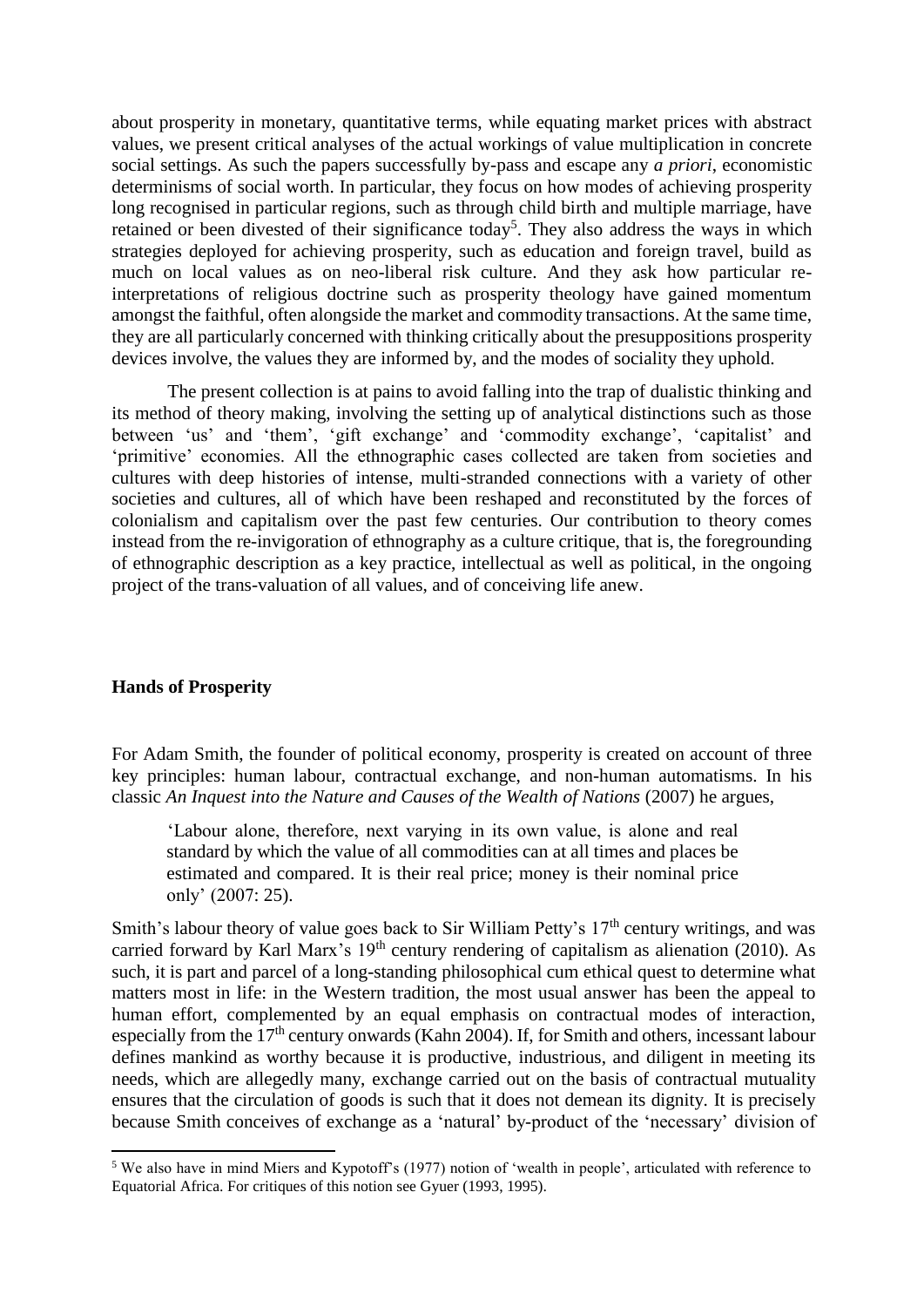about prosperity in monetary, quantitative terms, while equating market prices with abstract values, we present critical analyses of the actual workings of value multiplication in concrete social settings. As such the papers successfully by-pass and escape any *a priori*, economistic determinisms of social worth. In particular, they focus on how modes of achieving prosperity long recognised in particular regions, such as through child birth and multiple marriage, have retained or been divested of their significance today[5]. They also address the ways in which strategies deployed for achieving prosperity, such as education and foreign travel, build as much on local values as on neo-liberal risk culture. And they ask how particular re-interpretations of religious doctrine such as prosperity theology have gained momentum amongst the faithful, often alongside the market and commodity transactions. At the same time, they are all particularly concerned with thinking critically about the presuppositions prosperity devices involve, the values they are informed by, and the modes of sociality they uphold.

The present collection is at pains to avoid falling into the trap of dualistic thinking and its method of theory making, involving the setting up of analytical distinctions such as those between 'us' and 'them', 'gift exchange' and 'commodity exchange', 'capitalist' and 'primitive' economies. All the ethnographic cases collected are taken from societies and cultures with deep histories of intense, multi-stranded connections with a variety of other societies and cultures, all of which have been reshaped and reconstituted by the forces of colonialism and capitalism over the past few centuries. Our contribution to theory comes instead from the re-invigoration of ethnography as a culture critique, that is, the foregrounding of ethnographic description as a key practice, intellectual as well as political, in the ongoing project of the trans-valuation of all values, and of conceiving life anew.

**Hands of Prosperity**

For Adam Smith, the founder of political economy, prosperity is created on account of three key principles: human labour, contractual exchange, and non-human automatisms. In his classic *An Inquest into the Nature and Causes of the Wealth of Nations* (2007) he argues,

> 'Labour alone, therefore, next varying in its own value, is alone and real standard by which the value of all commodities can at all times and places be estimated and compared. It is their real price; money is their nominal price only' (2007: 25).

Smith's labour theory of value goes back to Sir William Petty's 17th century writings, and was carried forward by Karl Marx's 19th century rendering of capitalism as alienation (2010). As such, it is part and parcel of a long-standing philosophical cum ethical quest to determine what matters most in life: in the Western tradition, the most usual answer has been the appeal to human effort, complemented by an equal emphasis on contractual modes of interaction, especially from the 17th century onwards (Kahn 2004). If, for Smith and others, incessant labour defines mankind as worthy because it is productive, industrious, and diligent in meeting its needs, which are allegedly many, exchange carried out on the basis of contractual mutuality ensures that the circulation of goods is such that it does not demean its dignity. It is precisely because Smith conceives of exchange as a 'natural' by-product of the 'necessary' division of

[5] We also have in mind Miers and Kypotoff's (1977) notion of 'wealth in people', articulated with reference to Equatorial Africa. For critiques of this notion see Gyuer (1993, 1995).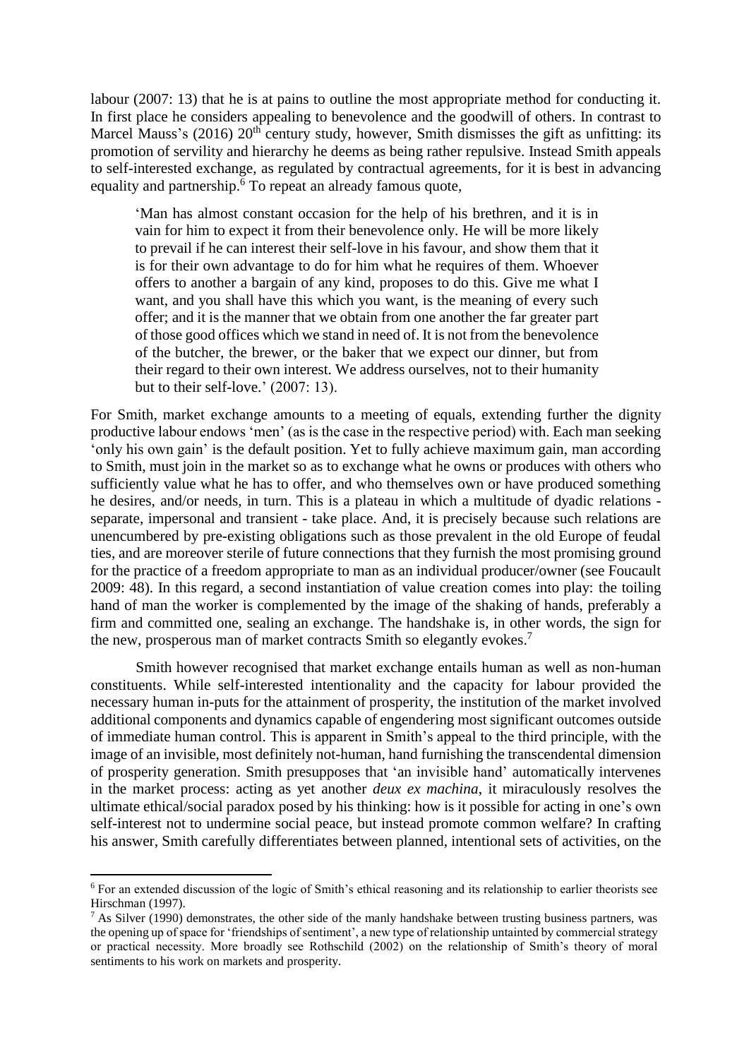labour (2007: 13) that he is at pains to outline the most appropriate method for conducting it. In first place he considers appealing to benevolence and the goodwill of others. In contrast to Marcel Mauss's (2016) 20th century study, however, Smith dismisses the gift as unfitting: its promotion of servility and hierarchy he deems as being rather repulsive. Instead Smith appeals to self-interested exchange, as regulated by contractual agreements, for it is best in advancing equality and partnership.[6] To repeat an already famous quote,

> 'Man has almost constant occasion for the help of his brethren, and it is in vain for him to expect it from their benevolence only. He will be more likely to prevail if he can interest their self-love in his favour, and show them that it is for their own advantage to do for him what he requires of them. Whoever offers to another a bargain of any kind, proposes to do this. Give me what I want, and you shall have this which you want, is the meaning of every such offer; and it is the manner that we obtain from one another the far greater part of those good offices which we stand in need of. It is not from the benevolence of the butcher, the brewer, or the baker that we expect our dinner, but from their regard to their own interest. We address ourselves, not to their humanity but to their self-love.' (2007: 13).

For Smith, market exchange amounts to a meeting of equals, extending further the dignity productive labour endows 'men' (as is the case in the respective period) with. Each man seeking 'only his own gain' is the default position. Yet to fully achieve maximum gain, man according to Smith, must join in the market so as to exchange what he owns or produces with others who sufficiently value what he has to offer, and who themselves own or have produced something he desires, and/or needs, in turn. This is a plateau in which a multitude of dyadic relations - separate, impersonal and transient - take place. And, it is precisely because such relations are unencumbered by pre-existing obligations such as those prevalent in the old Europe of feudal ties, and are moreover sterile of future connections that they furnish the most promising ground for the practice of a freedom appropriate to man as an individual producer/owner (see Foucault 2009: 48). In this regard, a second instantiation of value creation comes into play: the toiling hand of man the worker is complemented by the image of the shaking of hands, preferably a firm and committed one, sealing an exchange. The handshake is, in other words, the sign for the new, prosperous man of market contracts Smith so elegantly evokes.[7]

Smith however recognised that market exchange entails human as well as non-human constituents. While self-interested intentionality and the capacity for labour provided the necessary human in-puts for the attainment of prosperity, the institution of the market involved additional components and dynamics capable of engendering most significant outcomes outside of immediate human control. This is apparent in Smith's appeal to the third principle, with the image of an invisible, most definitely not-human, hand furnishing the transcendental dimension of prosperity generation. Smith presupposes that 'an invisible hand' automatically intervenes in the market process: acting as yet another *deux ex machina*, it miraculously resolves the ultimate ethical/social paradox posed by his thinking: how is it possible for acting in one's own self-interest not to undermine social peace, but instead promote common welfare? In crafting his answer, Smith carefully differentiates between planned, intentional sets of activities, on the

---

[6] For an extended discussion of the logic of Smith's ethical reasoning and its relationship to earlier theorists see Hirschman (1997).

[7] As Silver (1990) demonstrates, the other side of the manly handshake between trusting business partners, was the opening up of space for 'friendships of sentiment', a new type of relationship untainted by commercial strategy or practical necessity. More broadly see Rothschild (2002) on the relationship of Smith's theory of moral sentiments to his work on markets and prosperity.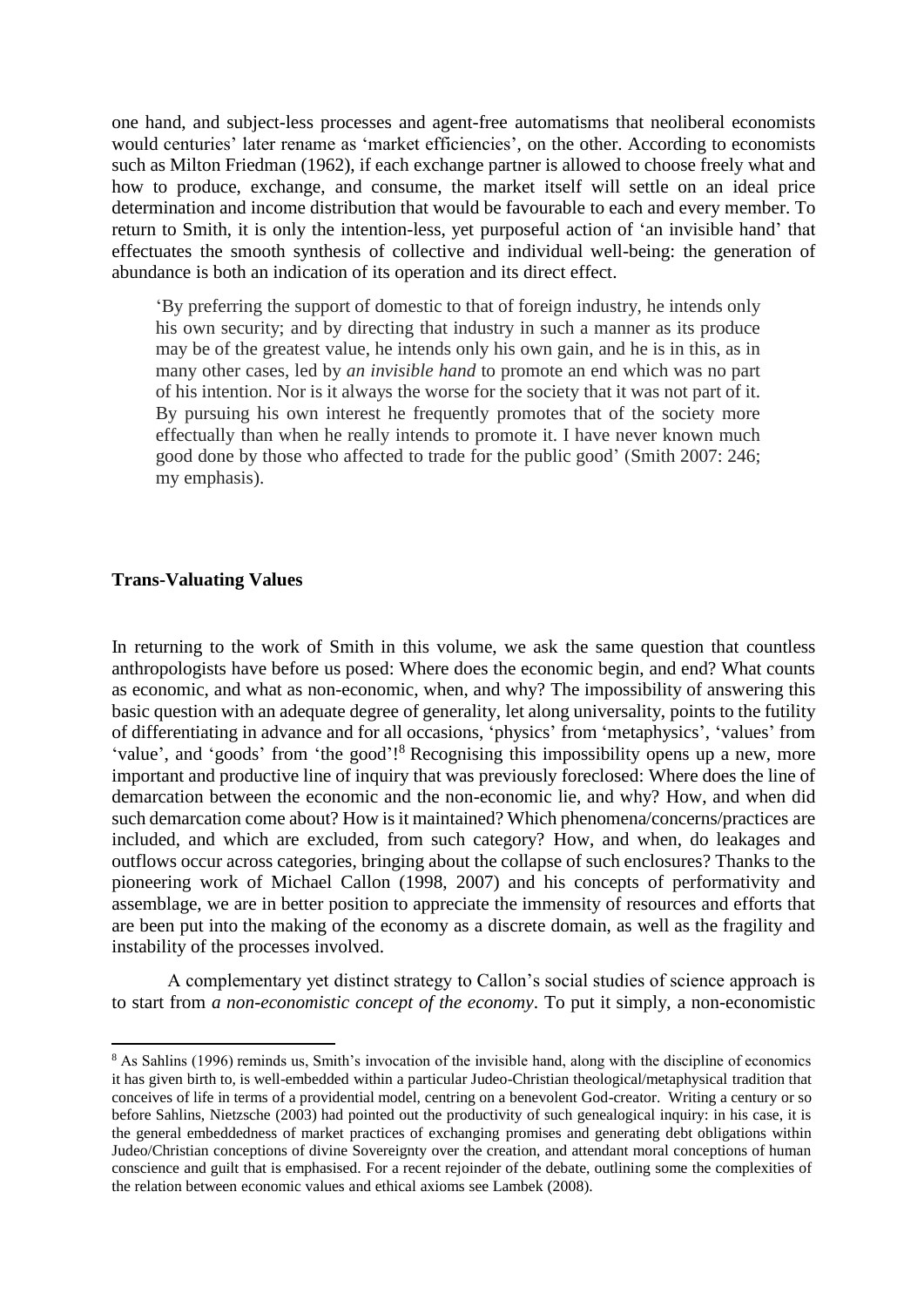one hand, and subject-less processes and agent-free automatisms that neoliberal economists would centuries' later rename as 'market efficiencies', on the other. According to economists such as Milton Friedman (1962), if each exchange partner is allowed to choose freely what and how to produce, exchange, and consume, the market itself will settle on an ideal price determination and income distribution that would be favourable to each and every member. To return to Smith, it is only the intention-less, yet purposeful action of 'an invisible hand' that effectuates the smooth synthesis of collective and individual well-being: the generation of abundance is both an indication of its operation and its direct effect.

> 'By preferring the support of domestic to that of foreign industry, he intends only his own security; and by directing that industry in such a manner as its produce may be of the greatest value, he intends only his own gain, and he is in this, as in many other cases, led by *an invisible hand* to promote an end which was no part of his intention. Nor is it always the worse for the society that it was not part of it. By pursuing his own interest he frequently promotes that of the society more effectually than when he really intends to promote it. I have never known much good done by those who affected to trade for the public good' (Smith 2007: 246; my emphasis).

**Trans-Valuating Values**

In returning to the work of Smith in this volume, we ask the same question that countless anthropologists have before us posed: Where does the economic begin, and end? What counts as economic, and what as non-economic, when, and why? The impossibility of answering this basic question with an adequate degree of generality, let along universality, points to the futility of differentiating in advance and for all occasions, 'physics' from 'metaphysics', 'values' from 'value', and 'goods' from 'the good'![8] Recognising this impossibility opens up a new, more important and productive line of inquiry that was previously foreclosed: Where does the line of demarcation between the economic and the non-economic lie, and why? How, and when did such demarcation come about? How is it maintained? Which phenomena/concerns/practices are included, and which are excluded, from such category? How, and when, do leakages and outflows occur across categories, bringing about the collapse of such enclosures? Thanks to the pioneering work of Michael Callon (1998, 2007) and his concepts of performativity and assemblage, we are in better position to appreciate the immensity of resources and efforts that are been put into the making of the economy as a discrete domain, as well as the fragility and instability of the processes involved.

A complementary yet distinct strategy to Callon's social studies of science approach is to start from *a non-economistic concept of the economy*. To put it simply, a non-economistic

[8] As Sahlins (1996) reminds us, Smith's invocation of the invisible hand, along with the discipline of economics it has given birth to, is well-embedded within a particular Judeo-Christian theological/metaphysical tradition that conceives of life in terms of a providential model, centring on a benevolent God-creator. Writing a century or so before Sahlins, Nietzsche (2003) had pointed out the productivity of such genealogical inquiry: in his case, it is the general embeddedness of market practices of exchanging promises and generating debt obligations within Judeo/Christian conceptions of divine Sovereignty over the creation, and attendant moral conceptions of human conscience and guilt that is emphasised. For a recent rejoinder of the debate, outlining some the complexities of the relation between economic values and ethical axioms see Lambek (2008).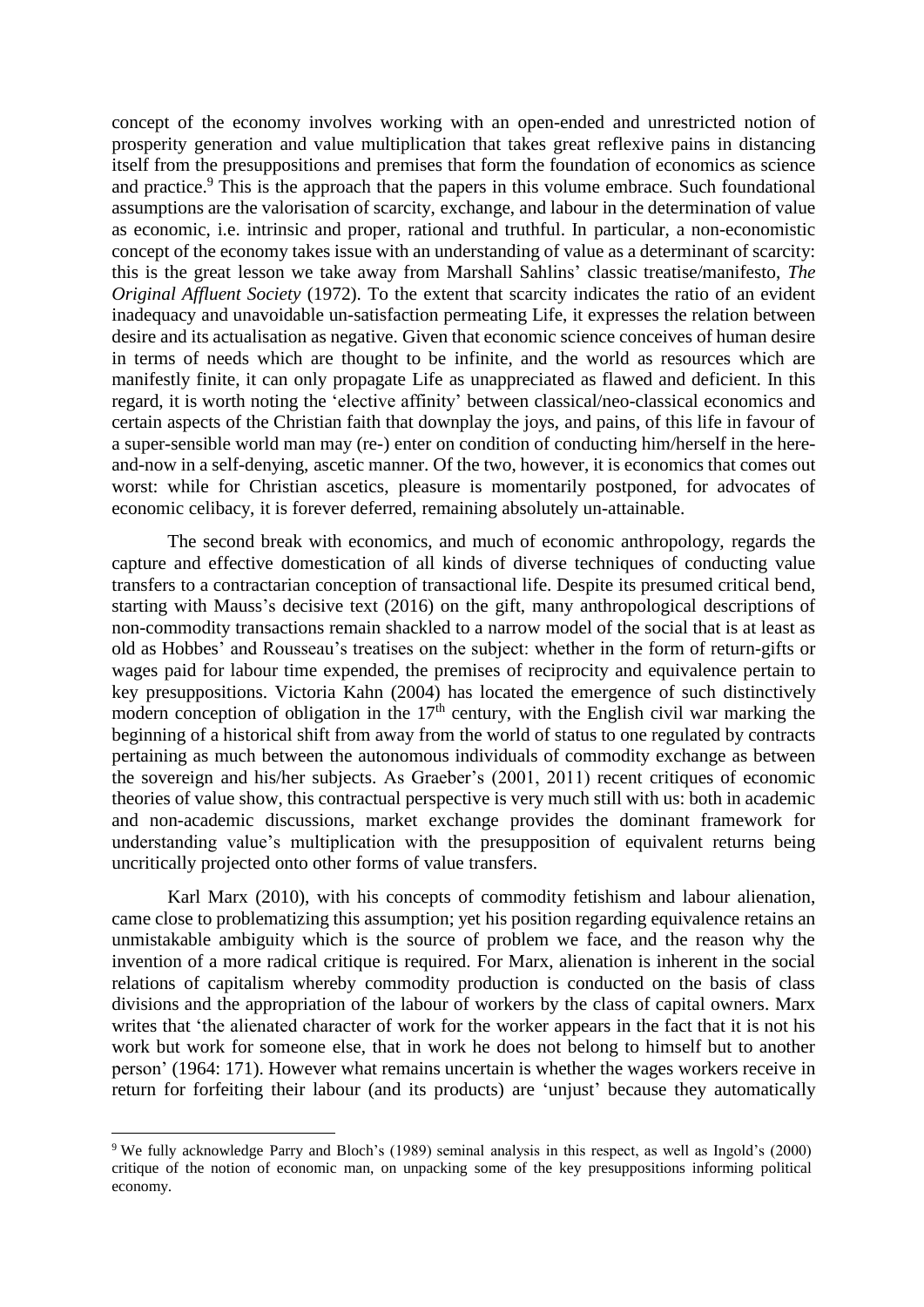concept of the economy involves working with an open-ended and unrestricted notion of prosperity generation and value multiplication that takes great reflexive pains in distancing itself from the presuppositions and premises that form the foundation of economics as science and practice.[9] This is the approach that the papers in this volume embrace. Such foundational assumptions are the valorisation of scarcity, exchange, and labour in the determination of value as economic, i.e. intrinsic and proper, rational and truthful. In particular, a non-economistic concept of the economy takes issue with an understanding of value as a determinant of scarcity: this is the great lesson we take away from Marshall Sahlins' classic treatise/manifesto, *The Original Affluent Society* (1972). To the extent that scarcity indicates the ratio of an evident inadequacy and unavoidable un-satisfaction permeating Life, it expresses the relation between desire and its actualisation as negative. Given that economic science conceives of human desire in terms of needs which are thought to be infinite, and the world as resources which are manifestly finite, it can only propagate Life as unappreciated as flawed and deficient. In this regard, it is worth noting the 'elective affinity' between classical/neo-classical economics and certain aspects of the Christian faith that downplay the joys, and pains, of this life in favour of a super-sensible world man may (re-) enter on condition of conducting him/herself in the here-and-now in a self-denying, ascetic manner. Of the two, however, it is economics that comes out worst: while for Christian ascetics, pleasure is momentarily postponed, for advocates of economic celibacy, it is forever deferred, remaining absolutely un-attainable.

The second break with economics, and much of economic anthropology, regards the capture and effective domestication of all kinds of diverse techniques of conducting value transfers to a contractarian conception of transactional life. Despite its presumed critical bend, starting with Mauss's decisive text (2016) on the gift, many anthropological descriptions of non-commodity transactions remain shackled to a narrow model of the social that is at least as old as Hobbes' and Rousseau's treatises on the subject: whether in the form of return-gifts or wages paid for labour time expended, the premises of reciprocity and equivalence pertain to key presuppositions. Victoria Kahn (2004) has located the emergence of such distinctively modern conception of obligation in the 17th century, with the English civil war marking the beginning of a historical shift from away from the world of status to one regulated by contracts pertaining as much between the autonomous individuals of commodity exchange as between the sovereign and his/her subjects. As Graeber's (2001, 2011) recent critiques of economic theories of value show, this contractual perspective is very much still with us: both in academic and non-academic discussions, market exchange provides the dominant framework for understanding value's multiplication with the presupposition of equivalent returns being uncritically projected onto other forms of value transfers.

Karl Marx (2010), with his concepts of commodity fetishism and labour alienation, came close to problematizing this assumption; yet his position regarding equivalence retains an unmistakable ambiguity which is the source of problem we face, and the reason why the invention of a more radical critique is required. For Marx, alienation is inherent in the social relations of capitalism whereby commodity production is conducted on the basis of class divisions and the appropriation of the labour of workers by the class of capital owners. Marx writes that 'the alienated character of work for the worker appears in the fact that it is not his work but work for someone else, that in work he does not belong to himself but to another person' (1964: 171). However what remains uncertain is whether the wages workers receive in return for forfeiting their labour (and its products) are 'unjust' because they automatically

---

[9] We fully acknowledge Parry and Bloch's (1989) seminal analysis in this respect, as well as Ingold's (2000) critique of the notion of economic man, on unpacking some of the key presuppositions informing political economy.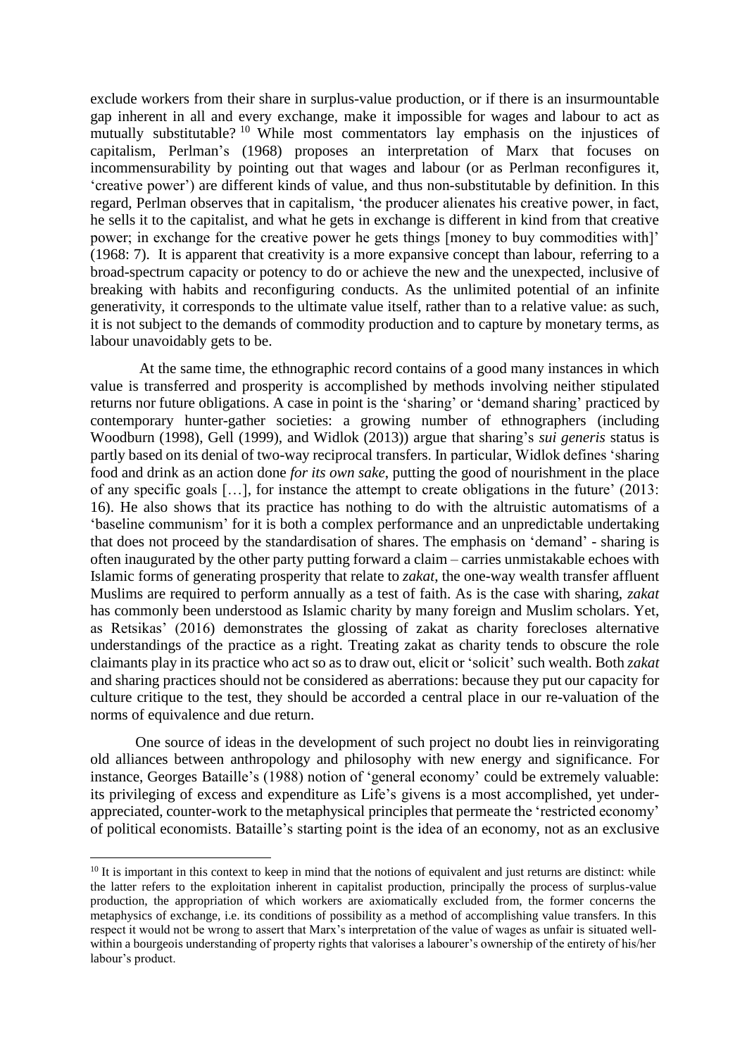exclude workers from their share in surplus-value production, or if there is an insurmountable gap inherent in all and every exchange, make it impossible for wages and labour to act as mutually substitutable? [10] While most commentators lay emphasis on the injustices of capitalism, Perlman's (1968) proposes an interpretation of Marx that focuses on incommensurability by pointing out that wages and labour (or as Perlman reconfigures it, 'creative power') are different kinds of value, and thus non-substitutable by definition. In this regard, Perlman observes that in capitalism, 'the producer alienates his creative power, in fact, he sells it to the capitalist, and what he gets in exchange is different in kind from that creative power; in exchange for the creative power he gets things [money to buy commodities with]' (1968: 7). It is apparent that creativity is a more expansive concept than labour, referring to a broad-spectrum capacity or potency to do or achieve the new and the unexpected, inclusive of breaking with habits and reconfiguring conducts. As the unlimited potential of an infinite generativity, it corresponds to the ultimate value itself, rather than to a relative value: as such, it is not subject to the demands of commodity production and to capture by monetary terms, as labour unavoidably gets to be.

At the same time, the ethnographic record contains of a good many instances in which value is transferred and prosperity is accomplished by methods involving neither stipulated returns nor future obligations. A case in point is the 'sharing' or 'demand sharing' practiced by contemporary hunter-gather societies: a growing number of ethnographers (including Woodburn (1998), Gell (1999), and Widlok (2013)) argue that sharing's *sui generis* status is partly based on its denial of two-way reciprocal transfers. In particular, Widlok defines 'sharing food and drink as an action done *for its own sake*, putting the good of nourishment in the place of any specific goals […], for instance the attempt to create obligations in the future' (2013: 16). He also shows that its practice has nothing to do with the altruistic automatisms of a 'baseline communism' for it is both a complex performance and an unpredictable undertaking that does not proceed by the standardisation of shares. The emphasis on 'demand' - sharing is often inaugurated by the other party putting forward a claim – carries unmistakable echoes with Islamic forms of generating prosperity that relate to *zakat*, the one-way wealth transfer affluent Muslims are required to perform annually as a test of faith. As is the case with sharing, *zakat* has commonly been understood as Islamic charity by many foreign and Muslim scholars. Yet, as Retsikas' (2016) demonstrates the glossing of zakat as charity forecloses alternative understandings of the practice as a right. Treating zakat as charity tends to obscure the role claimants play in its practice who act so as to draw out, elicit or 'solicit' such wealth. Both *zakat* and sharing practices should not be considered as aberrations: because they put our capacity for culture critique to the test, they should be accorded a central place in our re-valuation of the norms of equivalence and due return.

One source of ideas in the development of such project no doubt lies in reinvigorating old alliances between anthropology and philosophy with new energy and significance. For instance, Georges Bataille's (1988) notion of 'general economy' could be extremely valuable: its privileging of excess and expenditure as Life's givens is a most accomplished, yet under-appreciated, counter-work to the metaphysical principles that permeate the 'restricted economy' of political economists. Bataille's starting point is the idea of an economy, not as an exclusive

[10] It is important in this context to keep in mind that the notions of equivalent and just returns are distinct: while the latter refers to the exploitation inherent in capitalist production, principally the process of surplus-value production, the appropriation of which workers are axiomatically excluded from, the former concerns the metaphysics of exchange, i.e. its conditions of possibility as a method of accomplishing value transfers. In this respect it would not be wrong to assert that Marx's interpretation of the value of wages as unfair is situated well-within a bourgeois understanding of property rights that valorises a labourer's ownership of the entirety of his/her labour's product.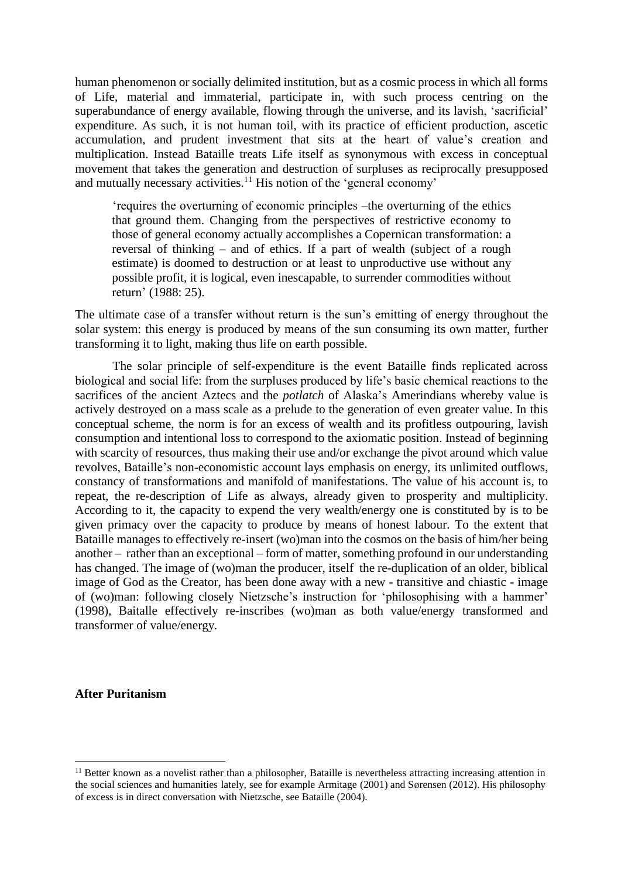human phenomenon or socially delimited institution, but as a cosmic process in which all forms of Life, material and immaterial, participate in, with such process centring on the superabundance of energy available, flowing through the universe, and its lavish, 'sacrificial' expenditure. As such, it is not human toil, with its practice of efficient production, ascetic accumulation, and prudent investment that sits at the heart of value's creation and multiplication. Instead Bataille treats Life itself as synonymous with excess in conceptual movement that takes the generation and destruction of surpluses as reciprocally presupposed and mutually necessary activities.[11] His notion of the 'general economy'

> 'requires the overturning of economic principles –the overturning of the ethics that ground them. Changing from the perspectives of restrictive economy to those of general economy actually accomplishes a Copernican transformation: a reversal of thinking – and of ethics. If a part of wealth (subject of a rough estimate) is doomed to destruction or at least to unproductive use without any possible profit, it is logical, even inescapable, to surrender commodities without return' (1988: 25).

The ultimate case of a transfer without return is the sun's emitting of energy throughout the solar system: this energy is produced by means of the sun consuming its own matter, further transforming it to light, making thus life on earth possible.

The solar principle of self-expenditure is the event Bataille finds replicated across biological and social life: from the surpluses produced by life's basic chemical reactions to the sacrifices of the ancient Aztecs and the *potlatch* of Alaska's Amerindians whereby value is actively destroyed on a mass scale as a prelude to the generation of even greater value. In this conceptual scheme, the norm is for an excess of wealth and its profitless outpouring, lavish consumption and intentional loss to correspond to the axiomatic position. Instead of beginning with scarcity of resources, thus making their use and/or exchange the pivot around which value revolves, Bataille's non-economistic account lays emphasis on energy, its unlimited outflows, constancy of transformations and manifold of manifestations. The value of his account is, to repeat, the re-description of Life as always, already given to prosperity and multiplicity. According to it, the capacity to expend the very wealth/energy one is constituted by is to be given primacy over the capacity to produce by means of honest labour. To the extent that Bataille manages to effectively re-insert (wo)man into the cosmos on the basis of him/her being another – rather than an exceptional – form of matter, something profound in our understanding has changed. The image of (wo)man the producer, itself the re-duplication of an older, biblical image of God as the Creator, has been done away with a new - transitive and chiastic - image of (wo)man: following closely Nietzsche's instruction for 'philosophising with a hammer' (1998), Baitalle effectively re-inscribes (wo)man as both value/energy transformed and transformer of value/energy.

**After Puritanism**

[11] Better known as a novelist rather than a philosopher, Bataille is nevertheless attracting increasing attention in the social sciences and humanities lately, see for example Armitage (2001) and Sørensen (2012). His philosophy of excess is in direct conversation with Nietzsche, see Bataille (2004).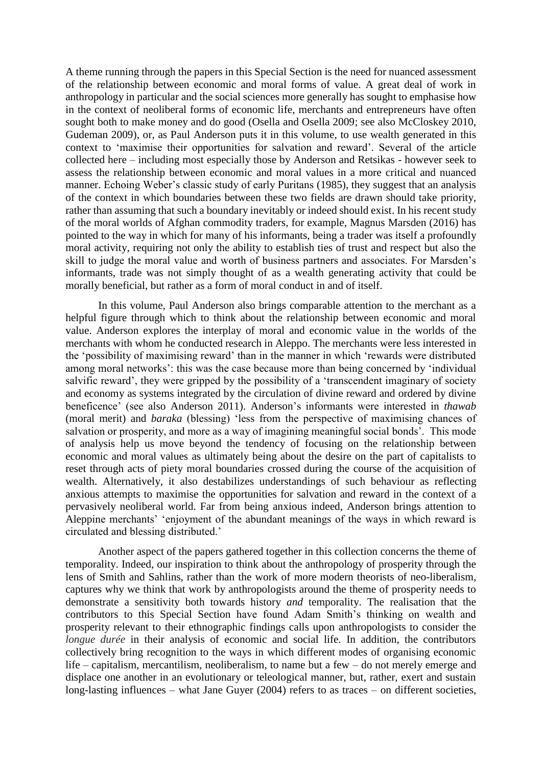A theme running through the papers in this Special Section is the need for nuanced assessment of the relationship between economic and moral forms of value. A great deal of work in anthropology in particular and the social sciences more generally has sought to emphasise how in the context of neoliberal forms of economic life, merchants and entrepreneurs have often sought both to make money and do good (Osella and Osella 2009; see also McCloskey 2010, Gudeman 2009), or, as Paul Anderson puts it in this volume, to use wealth generated in this context to 'maximise their opportunities for salvation and reward'. Several of the article collected here – including most especially those by Anderson and Retsikas - however seek to assess the relationship between economic and moral values in a more critical and nuanced manner. Echoing Weber's classic study of early Puritans (1985), they suggest that an analysis of the context in which boundaries between these two fields are drawn should take priority, rather than assuming that such a boundary inevitably or indeed should exist. In his recent study of the moral worlds of Afghan commodity traders, for example, Magnus Marsden (2016) has pointed to the way in which for many of his informants, being a trader was itself a profoundly moral activity, requiring not only the ability to establish ties of trust and respect but also the skill to judge the moral value and worth of business partners and associates. For Marsden's informants, trade was not simply thought of as a wealth generating activity that could be morally beneficial, but rather as a form of moral conduct in and of itself.

In this volume, Paul Anderson also brings comparable attention to the merchant as a helpful figure through which to think about the relationship between economic and moral value. Anderson explores the interplay of moral and economic value in the worlds of the merchants with whom he conducted research in Aleppo. The merchants were less interested in the 'possibility of maximising reward' than in the manner in which 'rewards were distributed among moral networks': this was the case because more than being concerned by 'individual salvific reward', they were gripped by the possibility of a 'transcendent imaginary of society and economy as systems integrated by the circulation of divine reward and ordered by divine beneficence' (see also Anderson 2011). Anderson's informants were interested in *thawab* (moral merit) and *baraka* (blessing) 'less from the perspective of maximising chances of salvation or prosperity, and more as a way of imagining meaningful social bonds'. This mode of analysis help us move beyond the tendency of focusing on the relationship between economic and moral values as ultimately being about the desire on the part of capitalists to reset through acts of piety moral boundaries crossed during the course of the acquisition of wealth. Alternatively, it also destabilizes understandings of such behaviour as reflecting anxious attempts to maximise the opportunities for salvation and reward in the context of a pervasively neoliberal world. Far from being anxious indeed, Anderson brings attention to Aleppine merchants' 'enjoyment of the abundant meanings of the ways in which reward is circulated and blessing distributed.'

Another aspect of the papers gathered together in this collection concerns the theme of temporality. Indeed, our inspiration to think about the anthropology of prosperity through the lens of Smith and Sahlins, rather than the work of more modern theorists of neo-liberalism, captures why we think that work by anthropologists around the theme of prosperity needs to demonstrate a sensitivity both towards history *and* temporality. The realisation that the contributors to this Special Section have found Adam Smith's thinking on wealth and prosperity relevant to their ethnographic findings calls upon anthropologists to consider the *longue durée* in their analysis of economic and social life. In addition, the contributors collectively bring recognition to the ways in which different modes of organising economic life – capitalism, mercantilism, neoliberalism, to name but a few – do not merely emerge and displace one another in an evolutionary or teleological manner, but, rather, exert and sustain long-lasting influences – what Jane Guyer (2004) refers to as traces – on different societies,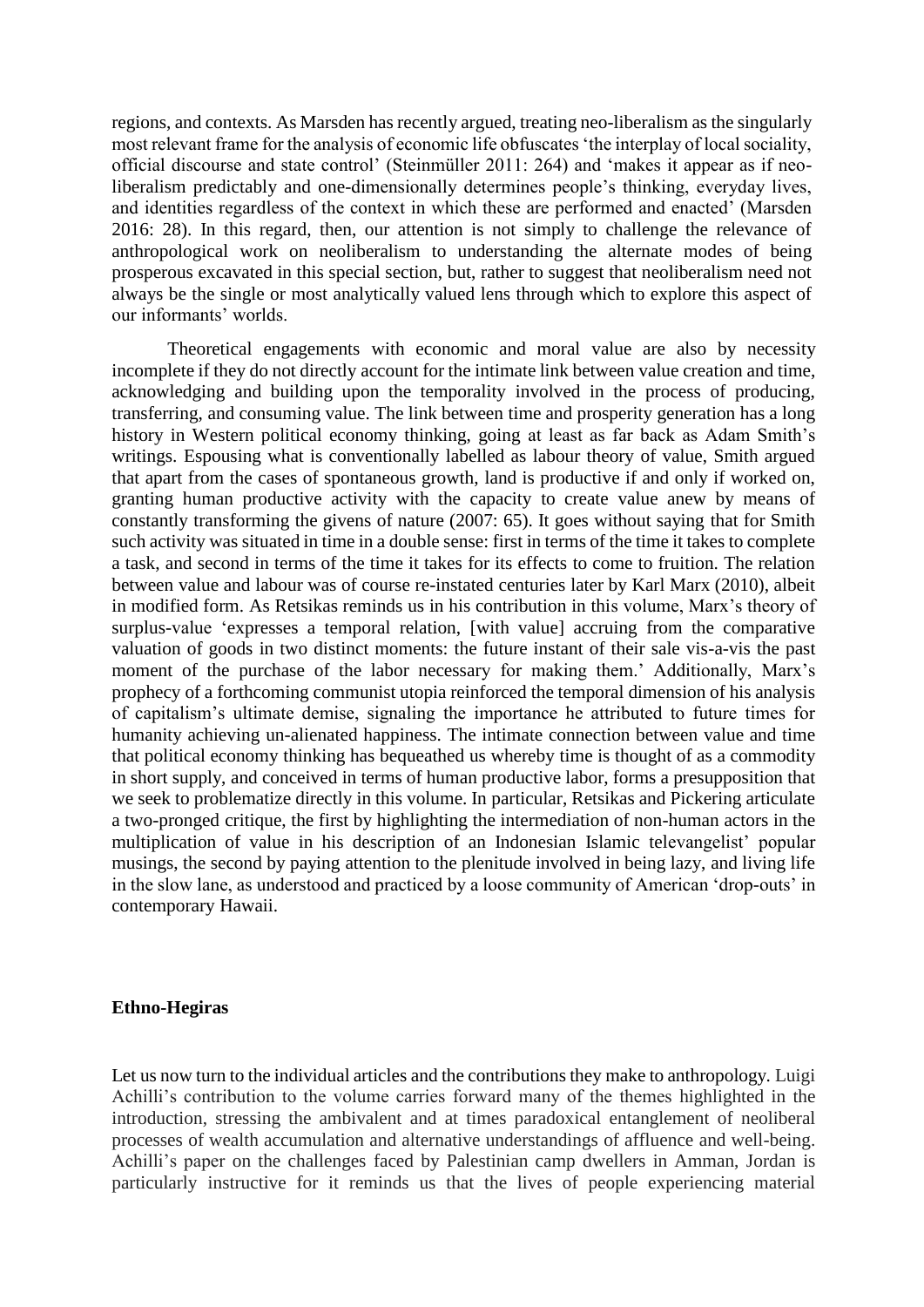regions, and contexts. As Marsden has recently argued, treating neo-liberalism as the singularly most relevant frame for the analysis of economic life obfuscates 'the interplay of local sociality, official discourse and state control' (Steinmüller 2011: 264) and 'makes it appear as if neo-liberalism predictably and one-dimensionally determines people's thinking, everyday lives, and identities regardless of the context in which these are performed and enacted' (Marsden 2016: 28). In this regard, then, our attention is not simply to challenge the relevance of anthropological work on neoliberalism to understanding the alternate modes of being prosperous excavated in this special section, but, rather to suggest that neoliberalism need not always be the single or most analytically valued lens through which to explore this aspect of our informants' worlds.

Theoretical engagements with economic and moral value are also by necessity incomplete if they do not directly account for the intimate link between value creation and time, acknowledging and building upon the temporality involved in the process of producing, transferring, and consuming value. The link between time and prosperity generation has a long history in Western political economy thinking, going at least as far back as Adam Smith's writings. Espousing what is conventionally labelled as labour theory of value, Smith argued that apart from the cases of spontaneous growth, land is productive if and only if worked on, granting human productive activity with the capacity to create value anew by means of constantly transforming the givens of nature (2007: 65). It goes without saying that for Smith such activity was situated in time in a double sense: first in terms of the time it takes to complete a task, and second in terms of the time it takes for its effects to come to fruition. The relation between value and labour was of course re-instated centuries later by Karl Marx (2010), albeit in modified form. As Retsikas reminds us in his contribution in this volume, Marx's theory of surplus-value 'expresses a temporal relation, [with value] accruing from the comparative valuation of goods in two distinct moments: the future instant of their sale vis-a-vis the past moment of the purchase of the labor necessary for making them.' Additionally, Marx's prophecy of a forthcoming communist utopia reinforced the temporal dimension of his analysis of capitalism's ultimate demise, signaling the importance he attributed to future times for humanity achieving un-alienated happiness. The intimate connection between value and time that political economy thinking has bequeathed us whereby time is thought of as a commodity in short supply, and conceived in terms of human productive labor, forms a presupposition that we seek to problematize directly in this volume. In particular, Retsikas and Pickering articulate a two-pronged critique, the first by highlighting the intermediation of non-human actors in the multiplication of value in his description of an Indonesian Islamic televangelist' popular musings, the second by paying attention to the plenitude involved in being lazy, and living life in the slow lane, as understood and practiced by a loose community of American 'drop-outs' in contemporary Hawaii.

**Ethno-Hegiras**

Let us now turn to the individual articles and the contributions they make to anthropology. Luigi Achilli's contribution to the volume carries forward many of the themes highlighted in the introduction, stressing the ambivalent and at times paradoxical entanglement of neoliberal processes of wealth accumulation and alternative understandings of affluence and well-being. Achilli's paper on the challenges faced by Palestinian camp dwellers in Amman, Jordan is particularly instructive for it reminds us that the lives of people experiencing material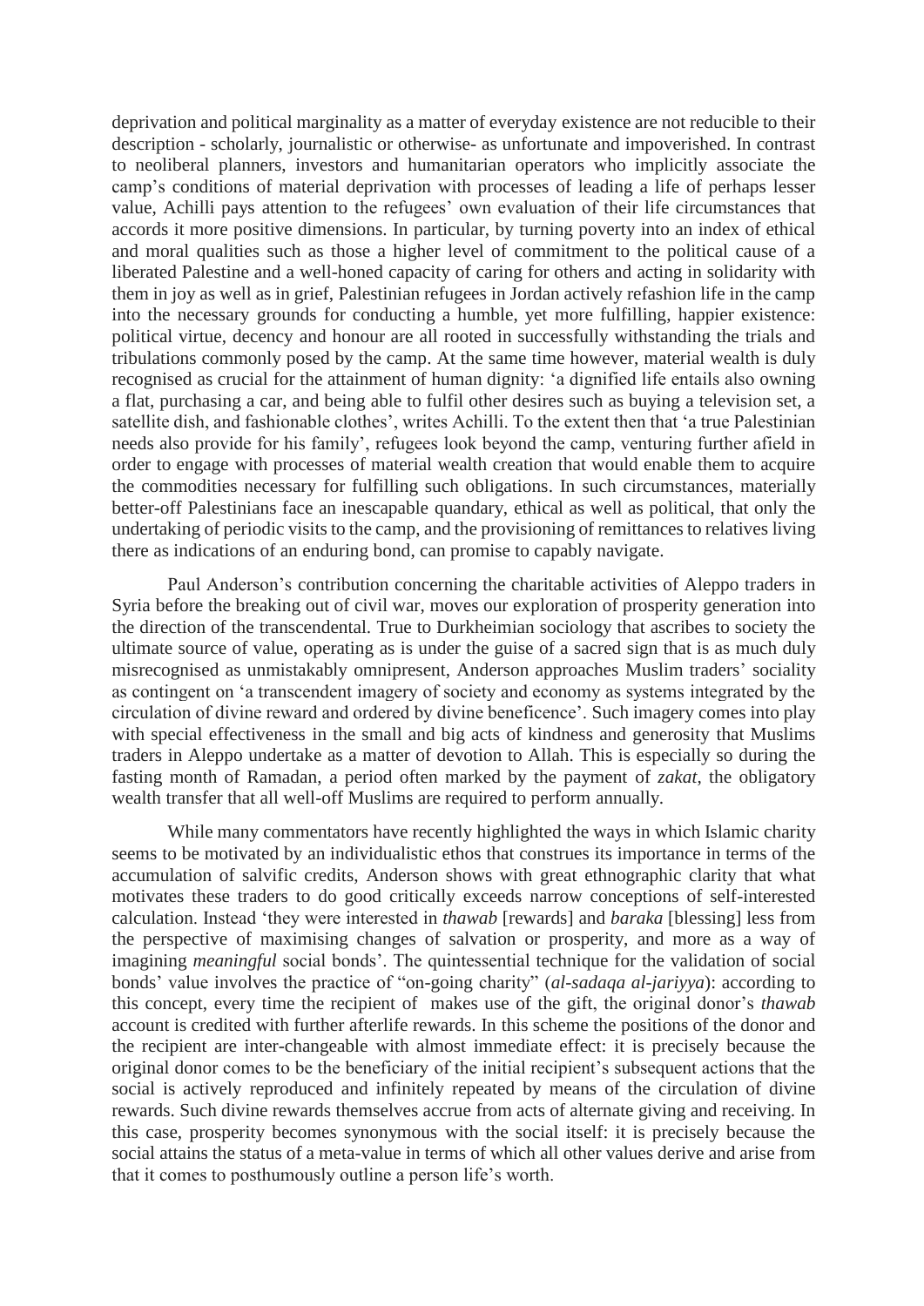deprivation and political marginality as a matter of everyday existence are not reducible to their description - scholarly, journalistic or otherwise- as unfortunate and impoverished. In contrast to neoliberal planners, investors and humanitarian operators who implicitly associate the camp's conditions of material deprivation with processes of leading a life of perhaps lesser value, Achilli pays attention to the refugees' own evaluation of their life circumstances that accords it more positive dimensions. In particular, by turning poverty into an index of ethical and moral qualities such as those a higher level of commitment to the political cause of a liberated Palestine and a well-honed capacity of caring for others and acting in solidarity with them in joy as well as in grief, Palestinian refugees in Jordan actively refashion life in the camp into the necessary grounds for conducting a humble, yet more fulfilling, happier existence: political virtue, decency and honour are all rooted in successfully withstanding the trials and tribulations commonly posed by the camp. At the same time however, material wealth is duly recognised as crucial for the attainment of human dignity: 'a dignified life entails also owning a flat, purchasing a car, and being able to fulfil other desires such as buying a television set, a satellite dish, and fashionable clothes', writes Achilli. To the extent then that 'a true Palestinian needs also provide for his family', refugees look beyond the camp, venturing further afield in order to engage with processes of material wealth creation that would enable them to acquire the commodities necessary for fulfilling such obligations. In such circumstances, materially better-off Palestinians face an inescapable quandary, ethical as well as political, that only the undertaking of periodic visits to the camp, and the provisioning of remittances to relatives living there as indications of an enduring bond, can promise to capably navigate.

Paul Anderson's contribution concerning the charitable activities of Aleppo traders in Syria before the breaking out of civil war, moves our exploration of prosperity generation into the direction of the transcendental. True to Durkheimian sociology that ascribes to society the ultimate source of value, operating as is under the guise of a sacred sign that is as much duly misrecognised as unmistakably omnipresent, Anderson approaches Muslim traders' sociality as contingent on 'a transcendent imagery of society and economy as systems integrated by the circulation of divine reward and ordered by divine beneficence'. Such imagery comes into play with special effectiveness in the small and big acts of kindness and generosity that Muslims traders in Aleppo undertake as a matter of devotion to Allah. This is especially so during the fasting month of Ramadan, a period often marked by the payment of *zakat*, the obligatory wealth transfer that all well-off Muslims are required to perform annually.

While many commentators have recently highlighted the ways in which Islamic charity seems to be motivated by an individualistic ethos that construes its importance in terms of the accumulation of salvific credits, Anderson shows with great ethnographic clarity that what motivates these traders to do good critically exceeds narrow conceptions of self-interested calculation. Instead 'they were interested in *thawab* [rewards] and *baraka* [blessing] less from the perspective of maximising changes of salvation or prosperity, and more as a way of imagining *meaningful* social bonds'. The quintessential technique for the validation of social bonds' value involves the practice of "on-going charity" (*al-sadaqa al-jariyya*): according to this concept, every time the recipient of makes use of the gift, the original donor's *thawab* account is credited with further afterlife rewards. In this scheme the positions of the donor and the recipient are inter-changeable with almost immediate effect: it is precisely because the original donor comes to be the beneficiary of the initial recipient's subsequent actions that the social is actively reproduced and infinitely repeated by means of the circulation of divine rewards. Such divine rewards themselves accrue from acts of alternate giving and receiving. In this case, prosperity becomes synonymous with the social itself: it is precisely because the social attains the status of a meta-value in terms of which all other values derive and arise from that it comes to posthumously outline a person life's worth.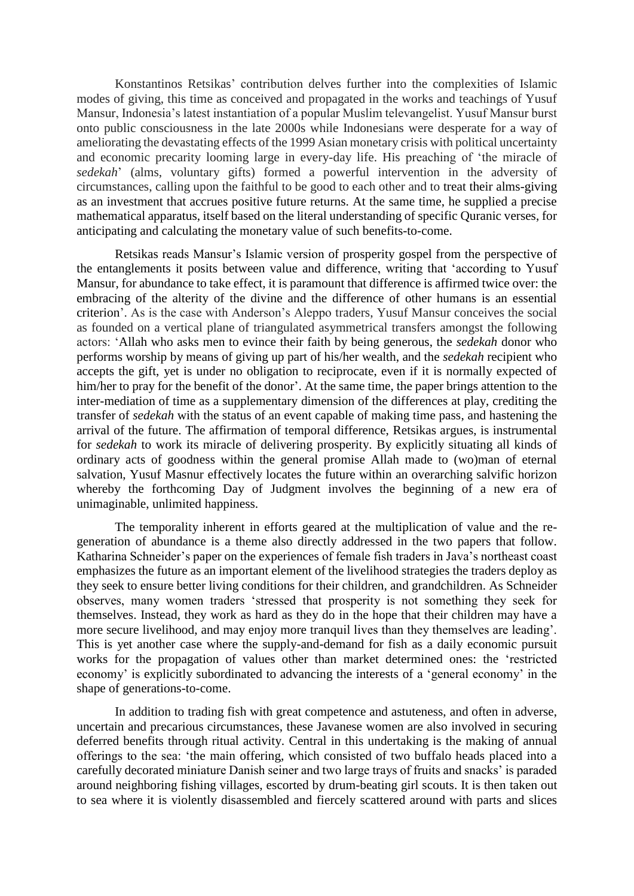Konstantinos Retsikas' contribution delves further into the complexities of Islamic modes of giving, this time as conceived and propagated in the works and teachings of Yusuf Mansur, Indonesia's latest instantiation of a popular Muslim televangelist. Yusuf Mansur burst onto public consciousness in the late 2000s while Indonesians were desperate for a way of ameliorating the devastating effects of the 1999 Asian monetary crisis with political uncertainty and economic precarity looming large in every-day life. His preaching of 'the miracle of *sedekah*' (alms, voluntary gifts) formed a powerful intervention in the adversity of circumstances, calling upon the faithful to be good to each other and to treat their alms-giving as an investment that accrues positive future returns. At the same time, he supplied a precise mathematical apparatus, itself based on the literal understanding of specific Quranic verses, for anticipating and calculating the monetary value of such benefits-to-come.

Retsikas reads Mansur's Islamic version of prosperity gospel from the perspective of the entanglements it posits between value and difference, writing that 'according to Yusuf Mansur, for abundance to take effect, it is paramount that difference is affirmed twice over: the embracing of the alterity of the divine and the difference of other humans is an essential criterion'. As is the case with Anderson's Aleppo traders, Yusuf Mansur conceives the social as founded on a vertical plane of triangulated asymmetrical transfers amongst the following actors: 'Allah who asks men to evince their faith by being generous, the *sedekah* donor who performs worship by means of giving up part of his/her wealth, and the *sedekah* recipient who accepts the gift, yet is under no obligation to reciprocate, even if it is normally expected of him/her to pray for the benefit of the donor'. At the same time, the paper brings attention to the inter-mediation of time as a supplementary dimension of the differences at play, crediting the transfer of *sedekah* with the status of an event capable of making time pass, and hastening the arrival of the future. The affirmation of temporal difference, Retsikas argues, is instrumental for *sedekah* to work its miracle of delivering prosperity. By explicitly situating all kinds of ordinary acts of goodness within the general promise Allah made to (wo)man of eternal salvation, Yusuf Masnur effectively locates the future within an overarching salvific horizon whereby the forthcoming Day of Judgment involves the beginning of a new era of unimaginable, unlimited happiness.

The temporality inherent in efforts geared at the multiplication of value and the re-generation of abundance is a theme also directly addressed in the two papers that follow. Katharina Schneider's paper on the experiences of female fish traders in Java's northeast coast emphasizes the future as an important element of the livelihood strategies the traders deploy as they seek to ensure better living conditions for their children, and grandchildren. As Schneider observes, many women traders 'stressed that prosperity is not something they seek for themselves. Instead, they work as hard as they do in the hope that their children may have a more secure livelihood, and may enjoy more tranquil lives than they themselves are leading'. This is yet another case where the supply-and-demand for fish as a daily economic pursuit works for the propagation of values other than market determined ones: the 'restricted economy' is explicitly subordinated to advancing the interests of a 'general economy' in the shape of generations-to-come.

In addition to trading fish with great competence and astuteness, and often in adverse, uncertain and precarious circumstances, these Javanese women are also involved in securing deferred benefits through ritual activity. Central in this undertaking is the making of annual offerings to the sea: 'the main offering, which consisted of two buffalo heads placed into a carefully decorated miniature Danish seiner and two large trays of fruits and snacks' is paraded around neighboring fishing villages, escorted by drum-beating girl scouts. It is then taken out to sea where it is violently disassembled and fiercely scattered around with parts and slices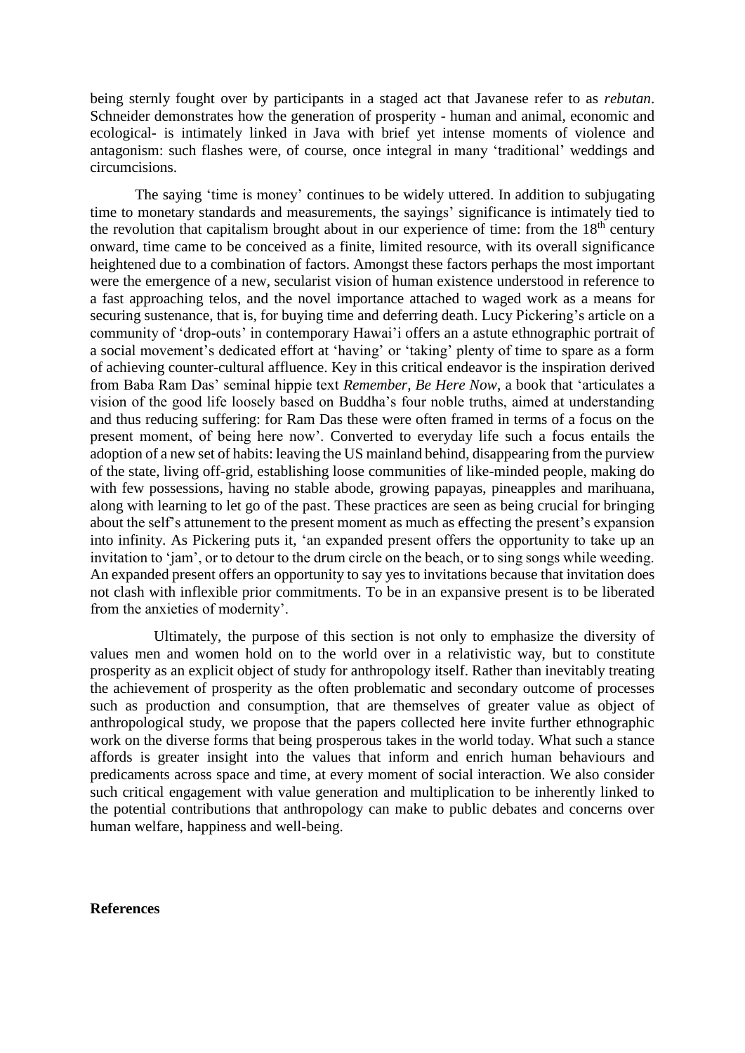being sternly fought over by participants in a staged act that Javanese refer to as *rebutan*. Schneider demonstrates how the generation of prosperity - human and animal, economic and ecological- is intimately linked in Java with brief yet intense moments of violence and antagonism: such flashes were, of course, once integral in many 'traditional' weddings and circumcisions.

The saying 'time is money' continues to be widely uttered. In addition to subjugating time to monetary standards and measurements, the sayings' significance is intimately tied to the revolution that capitalism brought about in our experience of time: from the 18th century onward, time came to be conceived as a finite, limited resource, with its overall significance heightened due to a combination of factors. Amongst these factors perhaps the most important were the emergence of a new, secularist vision of human existence understood in reference to a fast approaching telos, and the novel importance attached to waged work as a means for securing sustenance, that is, for buying time and deferring death. Lucy Pickering's article on a community of 'drop-outs' in contemporary Hawai'i offers an astute ethnographic portrait of a social movement's dedicated effort at 'having' or 'taking' plenty of time to spare as a form of achieving counter-cultural affluence. Key in this critical endeavor is the inspiration derived from Baba Ram Das' seminal hippie text *Remember, Be Here Now*, a book that 'articulates a vision of the good life loosely based on Buddha's four noble truths, aimed at understanding and thus reducing suffering: for Ram Das these were often framed in terms of a focus on the present moment, of being here now'. Converted to everyday life such a focus entails the adoption of a new set of habits: leaving the US mainland behind, disappearing from the purview of the state, living off-grid, establishing loose communities of like-minded people, making do with few possessions, having no stable abode, growing papayas, pineapples and marihuana, along with learning to let go of the past. These practices are seen as being crucial for bringing about the self's attunement to the present moment as much as effecting the present's expansion into infinity. As Pickering puts it, 'an expanded present offers the opportunity to take up an invitation to 'jam', or to detour to the drum circle on the beach, or to sing songs while weeding. An expanded present offers an opportunity to say yes to invitations because that invitation does not clash with inflexible prior commitments. To be in an expansive present is to be liberated from the anxieties of modernity'.

Ultimately, the purpose of this section is not only to emphasize the diversity of values men and women hold on to the world over in a relativistic way, but to constitute prosperity as an explicit object of study for anthropology itself. Rather than inevitably treating the achievement of prosperity as the often problematic and secondary outcome of processes such as production and consumption, that are themselves of greater value as object of anthropological study, we propose that the papers collected here invite further ethnographic work on the diverse forms that being prosperous takes in the world today. What such a stance affords is greater insight into the values that inform and enrich human behaviours and predicaments across space and time, at every moment of social interaction. We also consider such critical engagement with value generation and multiplication to be inherently linked to the potential contributions that anthropology can make to public debates and concerns over human welfare, happiness and well-being.

**References**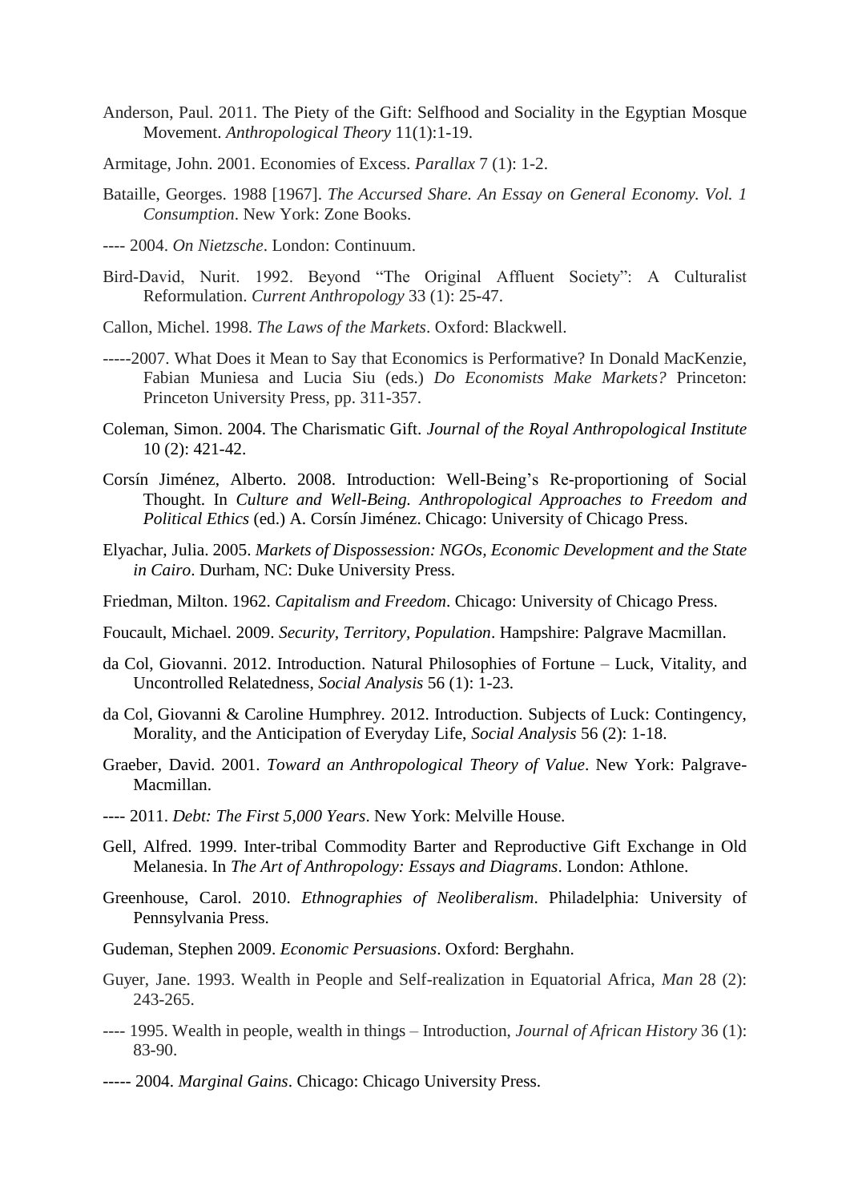Anderson, Paul. 2011. The Piety of the Gift: Selfhood and Sociality in the Egyptian Mosque Movement. *Anthropological Theory* 11(1):1-19.

Armitage, John. 2001. Economies of Excess. *Parallax* 7 (1): 1-2.

Bataille, Georges. 1988 [1967]. *The Accursed Share. An Essay on General Economy. Vol. 1 Consumption*. New York: Zone Books.

---- 2004. *On Nietzsche*. London: Continuum.

Bird-David, Nurit. 1992. Beyond "The Original Affluent Society": A Culturalist Reformulation. *Current Anthropology* 33 (1): 25-47.

Callon, Michel. 1998. *The Laws of the Markets*. Oxford: Blackwell.

-----2007. What Does it Mean to Say that Economics is Performative? In Donald MacKenzie, Fabian Muniesa and Lucia Siu (eds.) *Do Economists Make Markets?* Princeton: Princeton University Press, pp. 311-357.

Coleman, Simon. 2004. The Charismatic Gift. *Journal of the Royal Anthropological Institute* 10 (2): 421-42.

Corsín Jiménez, Alberto. 2008. Introduction: Well-Being's Re-proportioning of Social Thought. In *Culture and Well-Being. Anthropological Approaches to Freedom and Political Ethics* (ed.) A. Corsín Jiménez. Chicago: University of Chicago Press.

Elyachar, Julia. 2005. *Markets of Dispossession: NGOs, Economic Development and the State in Cairo*. Durham, NC: Duke University Press.

Friedman, Milton. 1962. *Capitalism and Freedom*. Chicago: University of Chicago Press.

Foucault, Michael. 2009. *Security, Territory, Population*. Hampshire: Palgrave Macmillan.

da Col, Giovanni. 2012. Introduction. Natural Philosophies of Fortune – Luck, Vitality, and Uncontrolled Relatedness, *Social Analysis* 56 (1): 1-23.

da Col, Giovanni & Caroline Humphrey. 2012. Introduction. Subjects of Luck: Contingency, Morality, and the Anticipation of Everyday Life, *Social Analysis* 56 (2): 1-18.

Graeber, David. 2001. *Toward an Anthropological Theory of Value*. New York: Palgrave-Macmillan.

---- 2011. *Debt: The First 5,000 Years*. New York: Melville House.

Gell, Alfred. 1999. Inter-tribal Commodity Barter and Reproductive Gift Exchange in Old Melanesia. In *The Art of Anthropology: Essays and Diagrams*. London: Athlone.

Greenhouse, Carol. 2010. *Ethnographies of Neoliberalism*. Philadelphia: University of Pennsylvania Press.

Gudeman, Stephen 2009. *Economic Persuasions*. Oxford: Berghahn.

Guyer, Jane. 1993. Wealth in People and Self-realization in Equatorial Africa, *Man* 28 (2): 243-265.

---- 1995. Wealth in people, wealth in things – Introduction, *Journal of African History* 36 (1): 83-90.

----- 2004. *Marginal Gains*. Chicago: Chicago University Press.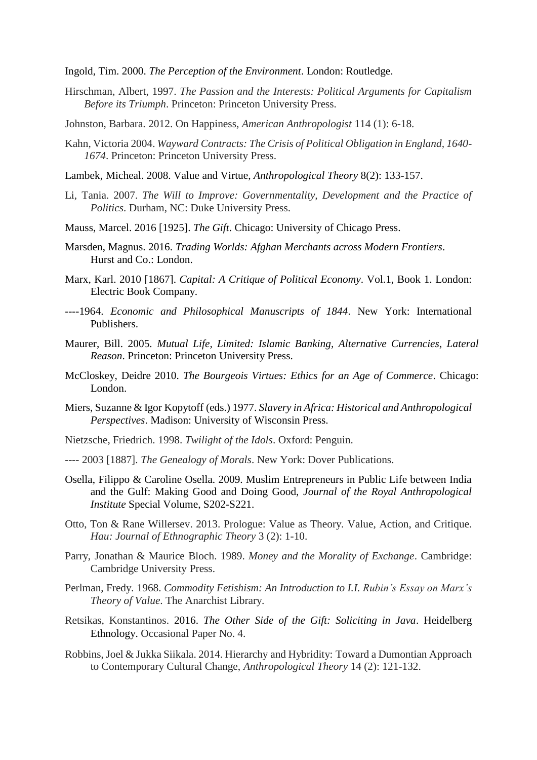Ingold, Tim. 2000. *The Perception of the Environment*. London: Routledge.

Hirschman, Albert, 1997. *The Passion and the Interests: Political Arguments for Capitalism Before its Triumph*. Princeton: Princeton University Press.

Johnston, Barbara. 2012. On Happiness, *American Anthropologist* 114 (1): 6-18.

Kahn, Victoria 2004. *Wayward Contracts: The Crisis of Political Obligation in England, 1640-1674*. Princeton: Princeton University Press.

Lambek, Micheal. 2008. Value and Virtue, *Anthropological Theory* 8(2): 133-157.

Li, Tania. 2007. *The Will to Improve: Governmentality, Development and the Practice of Politics*. Durham, NC: Duke University Press.

Mauss, Marcel. 2016 [1925]. *The Gift*. Chicago: University of Chicago Press.

Marsden, Magnus. 2016. *Trading Worlds: Afghan Merchants across Modern Frontiers*. Hurst and Co.: London.

Marx, Karl. 2010 [1867]. *Capital: A Critique of Political Economy*. Vol.1, Book 1. London: Electric Book Company.

----1964. *Economic and Philosophical Manuscripts of 1844*. New York: International Publishers.

Maurer, Bill. 2005. *Mutual Life, Limited: Islamic Banking, Alternative Currencies, Lateral Reason*. Princeton: Princeton University Press.

McCloskey, Deidre 2010. *The Bourgeois Virtues: Ethics for an Age of Commerce*. Chicago: London.

Miers, Suzanne & Igor Kopytoff (eds.) 1977. *Slavery in Africa: Historical and Anthropological Perspectives*. Madison: University of Wisconsin Press.

Nietzsche, Friedrich. 1998. *Twilight of the Idols*. Oxford: Penguin.

---- 2003 [1887]. *The Genealogy of Morals*. New York: Dover Publications.

Osella, Filippo & Caroline Osella. 2009. Muslim Entrepreneurs in Public Life between India and the Gulf: Making Good and Doing Good, *Journal of the Royal Anthropological Institute* Special Volume, S202-S221.

Otto, Ton & Rane Willersev. 2013. Prologue: Value as Theory. Value, Action, and Critique. *Hau: Journal of Ethnographic Theory* 3 (2): 1-10.

Parry, Jonathan & Maurice Bloch. 1989. *Money and the Morality of Exchange*. Cambridge: Cambridge University Press.

Perlman, Fredy. 1968. *Commodity Fetishism: An Introduction to I.I. Rubin's Essay on Marx's Theory of Value*. The Anarchist Library.

Retsikas, Konstantinos. 2016. *The Other Side of the Gift: Soliciting in Java*. Heidelberg Ethnology. Occasional Paper No. 4.

Robbins, Joel & Jukka Siikala. 2014. Hierarchy and Hybridity: Toward a Dumontian Approach to Contemporary Cultural Change, *Anthropological Theory* 14 (2): 121-132.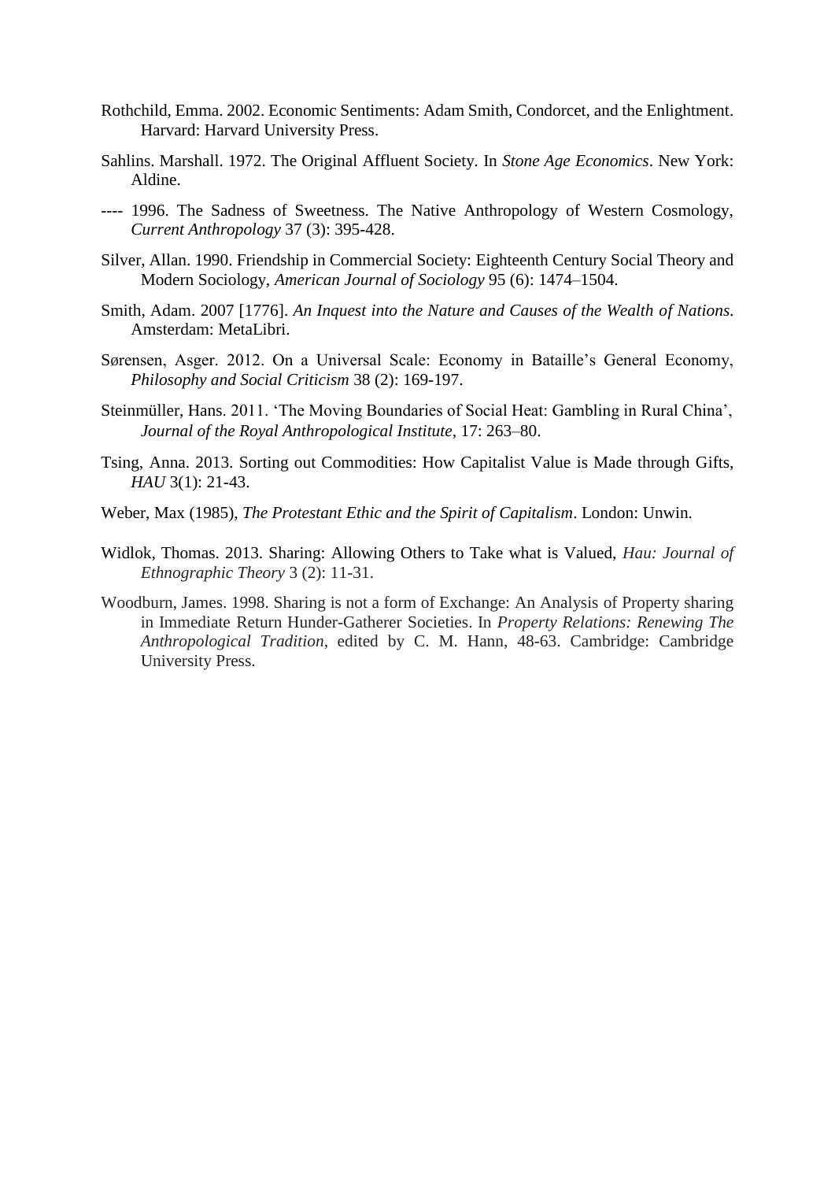Rothchild, Emma. 2002. Economic Sentiments: Adam Smith, Condorcet, and the Enlightment. Harvard: Harvard University Press.

Sahlins. Marshall. 1972. The Original Affluent Society. In *Stone Age Economics*. New York: Aldine.

---- 1996. The Sadness of Sweetness. The Native Anthropology of Western Cosmology, *Current Anthropology* 37 (3): 395-428.

Silver, Allan. 1990. Friendship in Commercial Society: Eighteenth Century Social Theory and Modern Sociology, *American Journal of Sociology* 95 (6): 1474–1504.

Smith, Adam. 2007 [1776]. *An Inquest into the Nature and Causes of the Wealth of Nations.* Amsterdam: MetaLibri.

Sørensen, Asger. 2012. On a Universal Scale: Economy in Bataille's General Economy, *Philosophy and Social Criticism* 38 (2): 169-197.

Steinmüller, Hans. 2011. 'The Moving Boundaries of Social Heat: Gambling in Rural China', *Journal of the Royal Anthropological Institute*, 17: 263–80.

Tsing, Anna. 2013. Sorting out Commodities: How Capitalist Value is Made through Gifts, *HAU* 3(1): 21-43.

Weber, Max (1985), *The Protestant Ethic and the Spirit of Capitalism*. London: Unwin.

Widlok, Thomas. 2013. Sharing: Allowing Others to Take what is Valued, *Hau: Journal of Ethnographic Theory* 3 (2): 11-31.

Woodburn, James. 1998. Sharing is not a form of Exchange: An Analysis of Property sharing in Immediate Return Hunder-Gatherer Societies. In *Property Relations: Renewing The Anthropological Tradition*, edited by C. M. Hann, 48-63. Cambridge: Cambridge University Press.